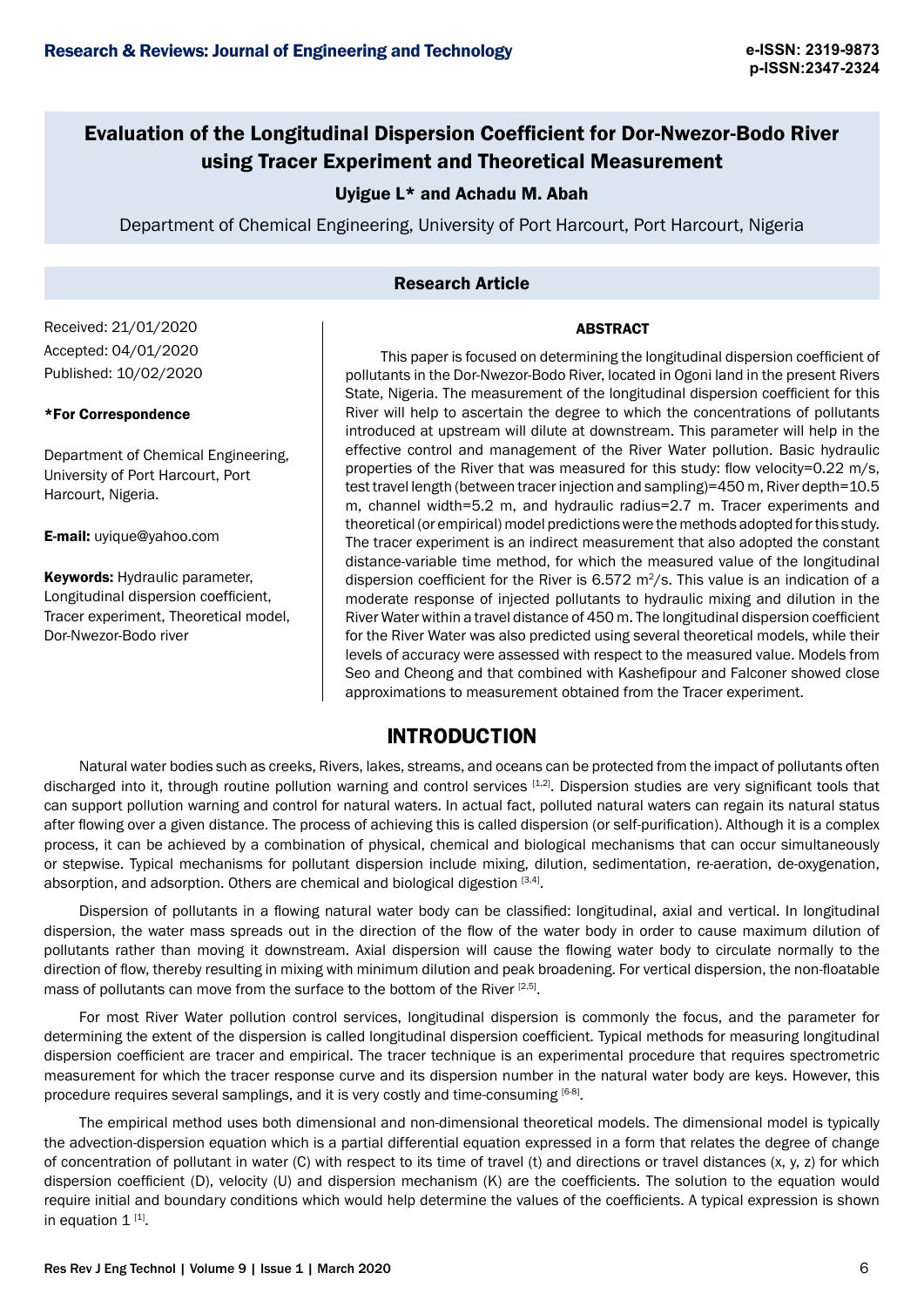# Evaluation of the Longitudinal Dispersion Coefficient for Dor-Nwezor-Bodo River using Tracer Experiment and Theoretical Measurement

**Uyigue L* and Achadu M. Abah**

Department of Chemical Engineering, University of Port Harcourt, Port Harcourt, Nigeria

## Research Article

Received: 21/01/2020

Accepted: 04/01/2020

Published: 10/02/2020

**\*For Correspondence**

Department of Chemical Engineering, University of Port Harcourt, Port Harcourt, Nigeria.

**E-mail:** uyique@yahoo.com

**Keywords:** Hydraulic parameter, Longitudinal dispersion coefficient, Tracer experiment, Theoretical model, Dor-Nwezor-Bodo river

### ABSTRACT

This paper is focused on determining the longitudinal dispersion coefficient of pollutants in the Dor-Nwezor-Bodo River, located in Ogoni land in the present Rivers State, Nigeria. The measurement of the longitudinal dispersion coefficient for this River will help to ascertain the degree to which the concentrations of pollutants introduced at upstream will dilute at downstream. This parameter will help in the effective control and management of the River Water pollution. Basic hydraulic properties of the River that was measured for this study: flow velocity=0.22 m/s, test travel length (between tracer injection and sampling)=450 m, River depth=10.5 m, channel width=5.2 m, and hydraulic radius=2.7 m. Tracer experiments and theoretical (or empirical) model predictions were the methods adopted for this study. The tracer experiment is an indirect measurement that also adopted the constant distance-variable time method, for which the measured value of the longitudinal dispersion coefficient for the River is 6.572 $m^2/s$. This value is an indication of a moderate response of injected pollutants to hydraulic mixing and dilution in the River Water within a travel distance of 450 m. The longitudinal dispersion coefficient for the River Water was also predicted using several theoretical models, while their levels of accuracy were assessed with respect to the measured value. Models from Seo and Cheong and that combined with Kashefipour and Falconer showed close approximations to measurement obtained from the Tracer experiment.

## INTRODUCTION

Natural water bodies such as creeks, Rivers, lakes, streams, and oceans can be protected from the impact of pollutants often discharged into it, through routine pollution warning and control services [1,2]. Dispersion studies are very significant tools that can support pollution warning and control for natural waters. In actual fact, polluted natural waters can regain its natural status after flowing over a given distance. The process of achieving this is called dispersion (or self-purification). Although it is a complex process, it can be achieved by a combination of physical, chemical and biological mechanisms that can occur simultaneously or stepwise. Typical mechanisms for pollutant dispersion include mixing, dilution, sedimentation, re-aeration, de-oxygenation, absorption, and adsorption. Others are chemical and biological digestion [3,4].

Dispersion of pollutants in a flowing natural water body can be classified: longitudinal, axial and vertical. In longitudinal dispersion, the water mass spreads out in the direction of the flow of the water body in order to cause maximum dilution of pollutants rather than moving it downstream. Axial dispersion will cause the flowing water body to circulate normally to the direction of flow, thereby resulting in mixing with minimum dilution and peak broadening. For vertical dispersion, the non-floatable mass of pollutants can move from the surface to the bottom of the River [2,5].

For most River Water pollution control services, longitudinal dispersion is commonly the focus, and the parameter for determining the extent of the dispersion is called longitudinal dispersion coefficient. Typical methods for measuring longitudinal dispersion coefficient are tracer and empirical. The tracer technique is an experimental procedure that requires spectrometric measurement for which the tracer response curve and its dispersion number in the natural water body are keys. However, this procedure requires several samplings, and it is very costly and time-consuming [6-8].

The empirical method uses both dimensional and non-dimensional theoretical models. The dimensional model is typically the advection-dispersion equation which is a partial differential equation expressed in a form that relates the degree of change of concentration of pollutant in water (C) with respect to its time of travel (t) and directions or travel distances (x, y, z) for which dispersion coefficient (D), velocity (U) and dispersion mechanism (K) are the coefficients. The solution to the equation would require initial and boundary conditions which would help determine the values of the coefficients. A typical expression is shown in equation 1 [1].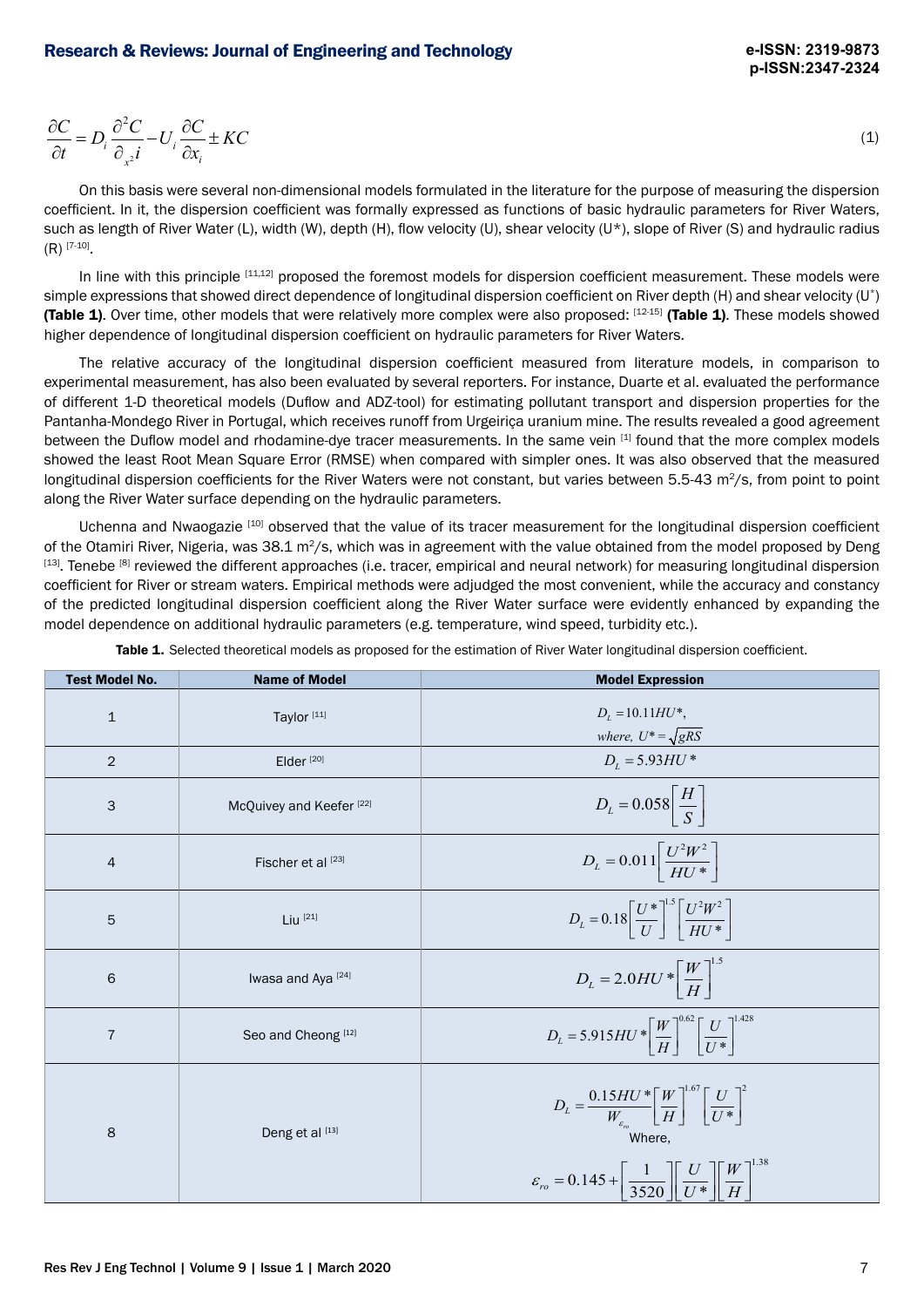$$\frac{\partial C}{\partial t} = D_i \frac{\partial^2 C}{\partial_{x^2} i} - U_i \frac{\partial C}{\partial x_i} \pm KC \tag{1}$$

On this basis were several non-dimensional models formulated in the literature for the purpose of measuring the dispersion coefficient. In it, the dispersion coefficient was formally expressed as functions of basic hydraulic parameters for River Waters, such as length of River Water (L), width (W), depth (H), flow velocity (U), shear velocity (U*), slope of River (S) and hydraulic radius (R) [7-10].

In line with this principle [11,12] proposed the foremost models for dispersion coefficient measurement. These models were simple expressions that showed direct dependence of longitudinal dispersion coefficient on River depth (H) and shear velocity ($U^*$) **(Table 1)**. Over time, other models that were relatively more complex were also proposed: [12-15] **(Table 1)**. These models showed higher dependence of longitudinal dispersion coefficient on hydraulic parameters for River Waters.

The relative accuracy of the longitudinal dispersion coefficient measured from literature models, in comparison to experimental measurement, has also been evaluated by several reporters. For instance, Duarte et al. evaluated the performance of different 1-D theoretical models (Duflow and ADZ-tool) for estimating pollutant transport and dispersion properties for the Pantanha-Mondego River in Portugal, which receives runoff from Urgeiriça uranium mine. The results revealed a good agreement between the Duflow model and rhodamine-dye tracer measurements. In the same vein [1] found that the more complex models showed the least Root Mean Square Error (RMSE) when compared with simpler ones. It was also observed that the measured longitudinal dispersion coefficients for the River Waters were not constant, but varies between 5.5-43 $m^2/s$, from point to point along the River Water surface depending on the hydraulic parameters.

Uchenna and Nwaogazie [10] observed that the value of its tracer measurement for the longitudinal dispersion coefficient of the Otamiri River, Nigeria, was 38.1 $m^2/s$, which was in agreement with the value obtained from the model proposed by Deng [13]. Tenebe [8] reviewed the different approaches (i.e. tracer, empirical and neural network) for measuring longitudinal dispersion coefficient for River or stream waters. Empirical methods were adjudged the most convenient, while the accuracy and constancy of the predicted longitudinal dispersion coefficient along the River Water surface were evidently enhanced by expanding the model dependence on additional hydraulic parameters (e.g. temperature, wind speed, turbidity etc.).

**Table 1.** Selected theoretical models as proposed for the estimation of River Water longitudinal dispersion coefficient.

| Test Model No. | Name of Model | Model Expression |
|---|---|---|
| 1 | Taylor [11] | $D_L = 10.11HU^*$, where, $U^* = \sqrt{gRS}$ |
| 2 | Elder [20] | $D_L = 5.93HU^*$ |
| 3 | McQuivey and Keefer [22] | $D_L = 0.058\left[\frac{H}{S}\right]$ |
| 4 | Fischer et al [23] | $D_L = 0.011\left[\frac{U^2W^2}{HU^*}\right]$ |
| 5 | Liu [21] | $D_L = 0.18\left[\frac{U^*}{U}\right]^{1.5}\left[\frac{U^2W^2}{HU^*}\right]$ |
| 6 | Iwasa and Aya [24] | $D_L = 2.0HU^*\left[\frac{W}{H}\right]^{1.5}$ |
| 7 | Seo and Cheong [12] | $D_L = 5.915HU^*\left[\frac{W}{H}\right]^{0.62}\left[\frac{U}{U^*}\right]^{1.428}$ |
| 8 | Deng et al [13] | $D_L = \frac{0.15HU^*}{W_{\varepsilon_{ro}}}\left[\frac{W}{H}\right]^{1.67}\left[\frac{U}{U^*}\right]^2$ Where, $\varepsilon_{ro} = 0.145 + \left[\frac{1}{3520}\right]\left[\frac{U}{U^*}\right]\left[\frac{W}{H}\right]^{1.38}$ |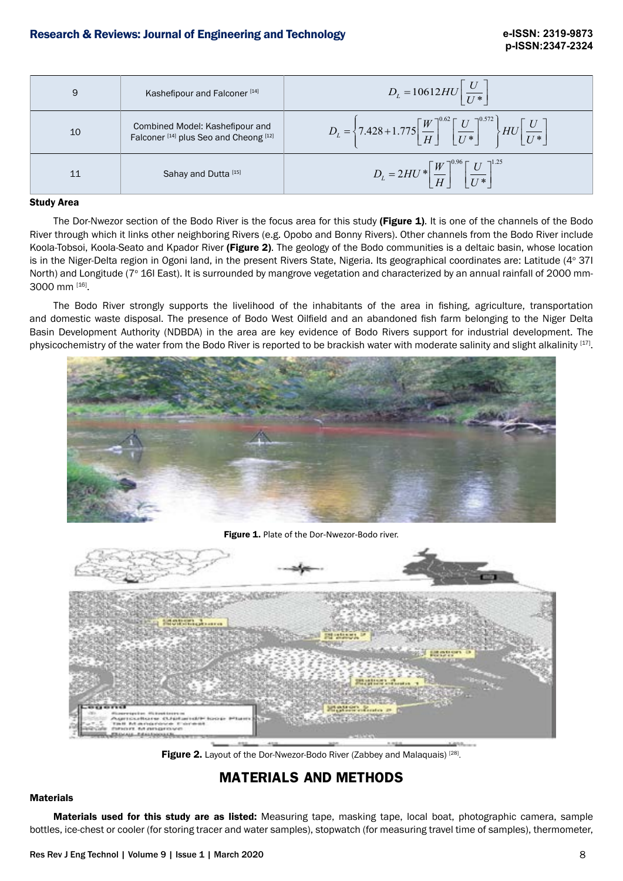| 9 | Kashefipour and Falconer [14] | $D_L = 10612HU\left[\frac{U}{U*}\right]$ |
|---|---|---|
| 10 | Combined Model: Kashefipour and Falconer [14] plus Seo and Cheong [12] | $D_L = \left\{7.428 + 1.775\left[\frac{W}{H}\right]^{0.62}\left[\frac{U}{U*}\right]^{0.572}\right\}HU\left[\frac{U}{U*}\right]$ |
| 11 | Sahay and Dutta [15] | $D_L = 2HU*\left[\frac{W}{H}\right]^{0.96}\left[\frac{U}{U*}\right]^{1.25}$ |

### Study Area

The Dor-Nwezor section of the Bodo River is the focus area for this study **(Figure 1)**. It is one of the channels of the Bodo River through which it links other neighboring Rivers (e.g. Opobo and Bonny Rivers). Other channels from the Bodo River include Koola-Tobsoi, Koola-Seato and Kpador River **(Figure 2)**. The geology of the Bodo communities is a deltaic basin, whose location is in the Niger-Delta region in Ogoni land, in the present Rivers State, Nigeria. Its geographical coordinates are: Latitude (4° 37l North) and Longitude (7° 16l East). It is surrounded by mangrove vegetation and characterized by an annual rainfall of 2000 mm-3000 mm [16].

The Bodo River strongly supports the livelihood of the inhabitants of the area in fishing, agriculture, transportation and domestic waste disposal. The presence of Bodo West Oilfield and an abandoned fish farm belonging to the Niger Delta Basin Development Authority (NDBDA) in the area are key evidence of Bodo Rivers support for industrial development. The physicochemistry of the water from the Bodo River is reported to be brackish water with moderate salinity and slight alkalinity [17].

**Figure 1.** Plate of the Dor-Nwezor-Bodo river.

**Figure 2.** Layout of the Dor-Nwezor-Bodo River (Zabbey and Malaquais) [28].

## MATERIALS AND METHODS

### Materials

**Materials used for this study are as listed:** Measuring tape, masking tape, local boat, photographic camera, sample bottles, ice-chest or cooler (for storing tracer and water samples), stopwatch (for measuring travel time of samples), thermometer,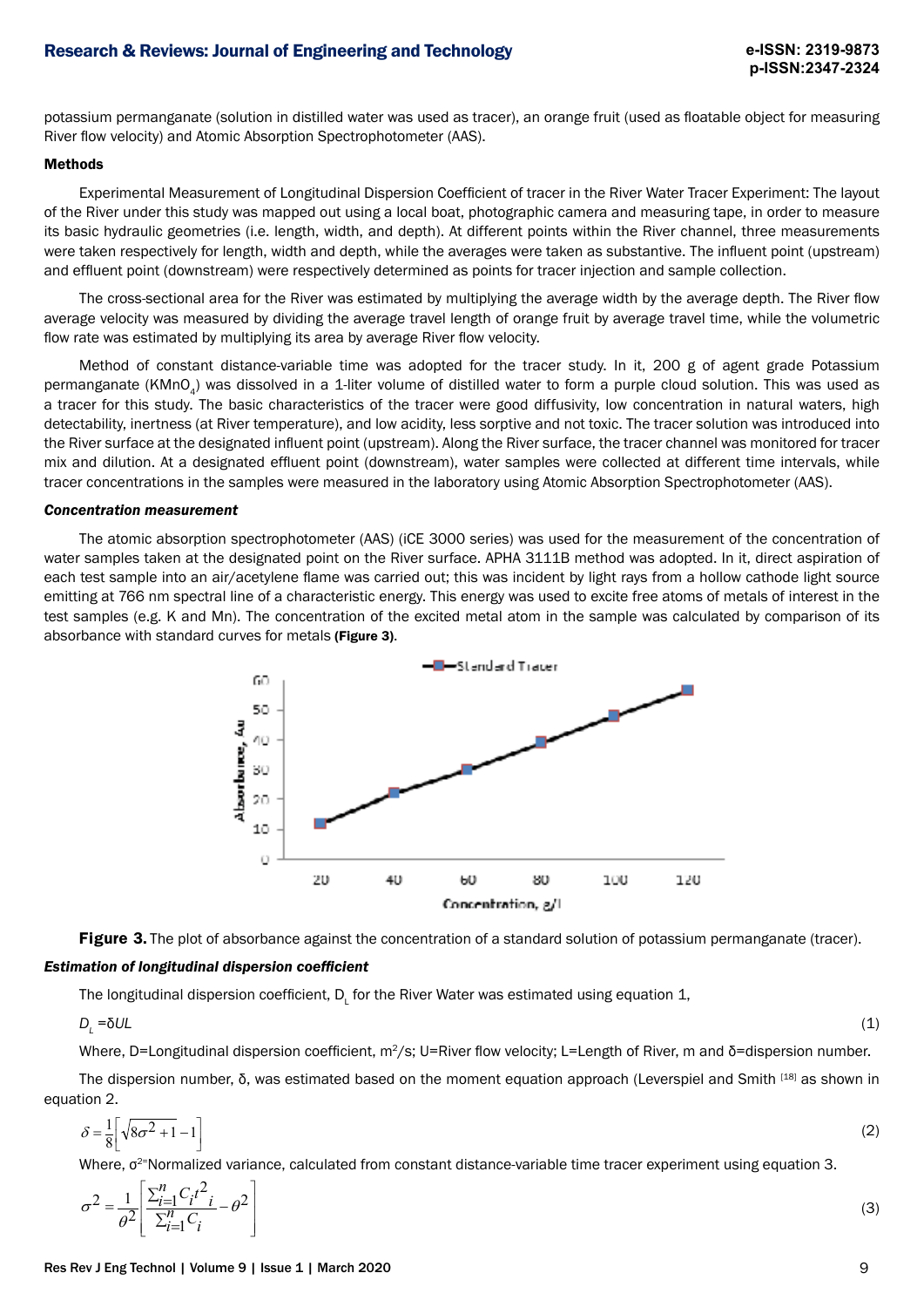potassium permanganate (solution in distilled water was used as tracer), an orange fruit (used as floatable object for measuring River flow velocity) and Atomic Absorption Spectrophotometer (AAS).

**Methods**

Experimental Measurement of Longitudinal Dispersion Coefficient of tracer in the River Water Tracer Experiment: The layout of the River under this study was mapped out using a local boat, photographic camera and measuring tape, in order to measure its basic hydraulic geometries (i.e. length, width, and depth). At different points within the River channel, three measurements were taken respectively for length, width and depth, while the averages were taken as substantive. The influent point (upstream) and effluent point (downstream) were respectively determined as points for tracer injection and sample collection.

The cross-sectional area for the River was estimated by multiplying the average width by the average depth. The River flow average velocity was measured by dividing the average travel length of orange fruit by average travel time, while the volumetric flow rate was estimated by multiplying its area by average River flow velocity.

Method of constant distance-variable time was adopted for the tracer study. In it, 200 g of agent grade Potassium permanganate ($KMnO_4$) was dissolved in a 1-liter volume of distilled water to form a purple cloud solution. This was used as a tracer for this study. The basic characteristics of the tracer were good diffusivity, low concentration in natural waters, high detectability, inertness (at River temperature), and low acidity, less sorptive and not toxic. The tracer solution was introduced into the River surface at the designated influent point (upstream). Along the River surface, the tracer channel was monitored for tracer mix and dilution. At a designated effluent point (downstream), water samples were collected at different time intervals, while tracer concentrations in the samples were measured in the laboratory using Atomic Absorption Spectrophotometer (AAS).

***Concentration measurement***

The atomic absorption spectrophotometer (AAS) (iCE 3000 series) was used for the measurement of the concentration of water samples taken at the designated point on the River surface. APHA 3111B method was adopted. In it, direct aspiration of each test sample into an air/acetylene flame was carried out; this was incident by light rays from a hollow cathode light source emitting at 766 nm spectral line of a characteristic energy. This energy was used to excite free atoms of metals of interest in the test samples (e.g. K and Mn). The concentration of the excited metal atom in the sample was calculated by comparison of its absorbance with standard curves for metals **(Figure 3)**.

**Figure 3.** The plot of absorbance against the concentration of a standard solution of potassium permanganate (tracer).

***Estimation of longitudinal dispersion coefficient***

The longitudinal dispersion coefficient, $D_L$ for the River Water was estimated using equation 1,

$$D_L = \delta UL \tag{1}$$

Where, D=Longitudinal dispersion coefficient, $m^2/s$; U=River flow velocity; L=Length of River, m and δ=dispersion number.

The dispersion number, δ, was estimated based on the moment equation approach (Leverspiel and Smith [18] as shown in equation 2.

$$\delta = \frac{1}{8}\left[\sqrt{8\sigma^2 + 1} - 1\right] \tag{2}$$

Where, $\sigma^2$=Normalized variance, calculated from constant distance-variable time tracer experiment using equation 3.

$$\sigma^2 = \frac{1}{\theta^2}\left[\frac{\sum_{i=1}^{n} C_i t_i^2}{\sum_{i=1}^{n} C_i} - \theta^2\right] \tag{3}$$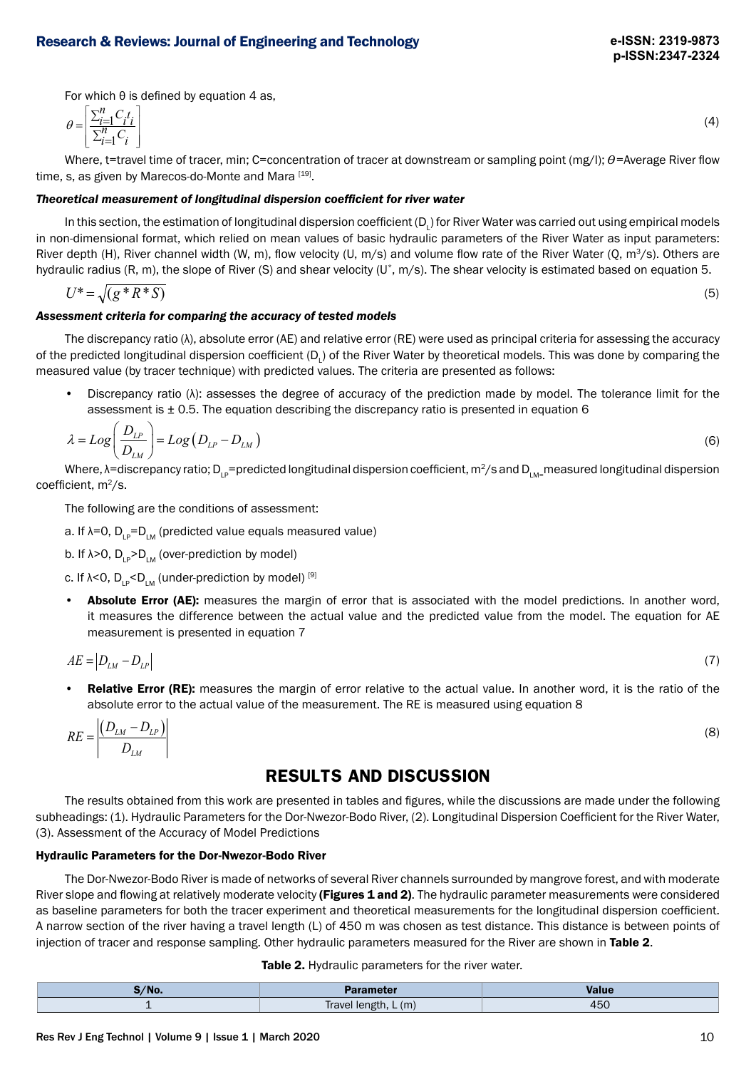For which θ is defined by equation 4 as,

$$\theta = \left[ \frac{\sum_{i=1}^{n} C_i t_i}{\sum_{i=1}^{n} C_i} \right] \quad (4)$$

Where, t=travel time of tracer, min; C=concentration of tracer at downstream or sampling point (mg/l); $\theta$=Average River flow time, s, as given by Marecos-do-Monte and Mara [19].

### *Theoretical measurement of longitudinal dispersion coefficient for river water*

In this section, the estimation of longitudinal dispersion coefficient ($D_L$) for River Water was carried out using empirical models in non-dimensional format, which relied on mean values of basic hydraulic parameters of the River Water as input parameters: River depth (H), River channel width (W, m), flow velocity (U, m/s) and volume flow rate of the River Water (Q, $m^3$/s). Others are hydraulic radius (R, m), the slope of River (S) and shear velocity ($U^*$, m/s). The shear velocity is estimated based on equation 5.

$$U^* = \sqrt{(g * R * S)} \quad (5)$$

### *Assessment criteria for comparing the accuracy of tested models*

The discrepancy ratio (λ), absolute error (AE) and relative error (RE) were used as principal criteria for assessing the accuracy of the predicted longitudinal dispersion coefficient ($D_L$) of the River Water by theoretical models. This was done by comparing the measured value (by tracer technique) with predicted values. The criteria are presented as follows:

- Discrepancy ratio (λ): assesses the degree of accuracy of the prediction made by model. The tolerance limit for the assessment is ± 0.5. The equation describing the discrepancy ratio is presented in equation 6

$$\lambda = Log\left(\frac{D_{LP}}{D_{LM}}\right) = Log\left(D_{LP} - D_{LM}\right) \quad (6)$$

Where, λ=discrepancy ratio; $D_{LP}$=predicted longitudinal dispersion coefficient, $m^2$/s and $D_{LM}$=measured longitudinal dispersion coefficient, $m^2$/s.

The following are the conditions of assessment:

a. If λ=0, $D_{LP}$=$D_{LM}$ (predicted value equals measured value)

b. If λ>0, $D_{LP}$>$D_{LM}$ (over-prediction by model)

c. If λ<0, $D_{LP}$<$D_{LM}$ (under-prediction by model) [9]

- **Absolute Error (AE):** measures the margin of error that is associated with the model predictions. In another word, it measures the difference between the actual value and the predicted value from the model. The equation for AE measurement is presented in equation 7

$$AE = \left| D_{LM} - D_{LP} \right| \quad (7)$$

- **Relative Error (RE):** measures the margin of error relative to the actual value. In another word, it is the ratio of the absolute error to the actual value of the measurement. The RE is measured using equation 8

$$RE = \left| \frac{\left(D_{LM} - D_{LP}\right)}{D_{LM}} \right| \quad (8)$$

## RESULTS AND DISCUSSION

The results obtained from this work are presented in tables and figures, while the discussions are made under the following subheadings: (1). Hydraulic Parameters for the Dor-Nwezor-Bodo River, (2). Longitudinal Dispersion Coefficient for the River Water, (3). Assessment of the Accuracy of Model Predictions

### Hydraulic Parameters for the Dor-Nwezor-Bodo River

The Dor-Nwezor-Bodo River is made of networks of several River channels surrounded by mangrove forest, and with moderate River slope and flowing at relatively moderate velocity **(Figures 1 and 2)**. The hydraulic parameter measurements were considered as baseline parameters for both the tracer experiment and theoretical measurements for the longitudinal dispersion coefficient. A narrow section of the river having a travel length (L) of 450 m was chosen as test distance. This distance is between points of injection of tracer and response sampling. Other hydraulic parameters measured for the River are shown in **Table 2**.

**Table 2.** Hydraulic parameters for the river water.

| S/No. | Parameter | Value |
|---|---|---|
| 1 | Travel length, L (m) | 450 |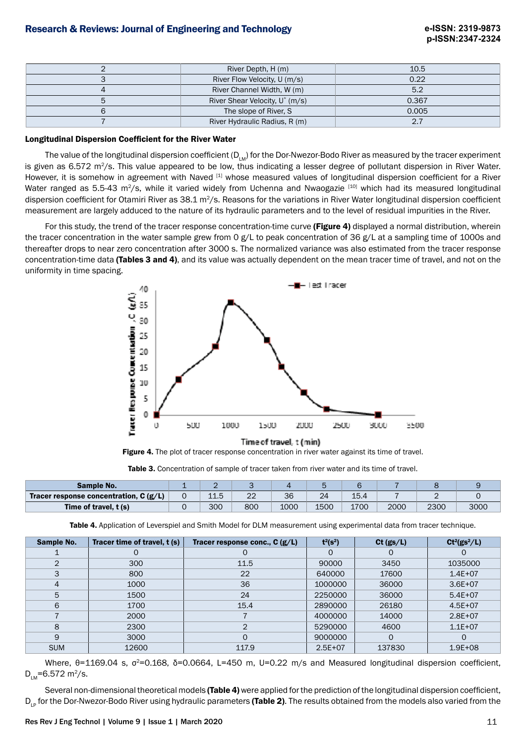| 2 | River Depth, H (m) | 10.5 |
|---|---|---|
| 3 | River Flow Velocity, U (m/s) | 0.22 |
| 4 | River Channel Width, W (m) | 5.2 |
| 5 | River Shear Velocity, $U^*$ (m/s) | 0.367 |
| 6 | The slope of River, S | 0.005 |
| 7 | River Hydraulic Radius, R (m) | 2.7 |

**Longitudinal Dispersion Coefficient for the River Water**

The value of the longitudinal dispersion coefficient ($D_{LM}$) for the Dor-Nwezor-Bodo River as measured by the tracer experiment is given as 6.572 $m^2/s$. This value appeared to be low, thus indicating a lesser degree of pollutant dispersion in River Water. However, it is somehow in agreement with Naved [1] whose measured values of longitudinal dispersion coefficient for a River Water ranged as 5.5-43 $m^2/s$, while it varied widely from Uchenna and Nwaogazie [10] which had its measured longitudinal dispersion coefficient for Otamiri River as 38.1 $m^2/s$. Reasons for the variations in River Water longitudinal dispersion coefficient measurement are largely adduced to the nature of its hydraulic parameters and to the level of residual impurities in the River.

For this study, the trend of the tracer response concentration-time curve **(Figure 4)** displayed a normal distribution, wherein the tracer concentration in the water sample grew from 0 g/L to peak concentration of 36 g/L at a sampling time of 1000s and thereafter drops to near zero concentration after 3000 s. The normalized variance was also estimated from the tracer response concentration-time data **(Tables 3 and 4)**, and its value was actually dependent on the mean tracer time of travel, and not on the uniformity in time spacing.

**Figure 4.** The plot of tracer response concentration in river water against its time of travel.

**Table 3.** Concentration of sample of tracer taken from river water and its time of travel.

| Sample No. | 1 | 2 | 3 | 4 | 5 | 6 | 7 | 8 | 9 |
|---|---|---|---|---|---|---|---|---|---|
| Tracer response concentration, C (g/L) | 0 | 11.5 | 22 | 36 | 24 | 15.4 | 7 | 2 | 0 |
| Time of travel, t (s) | 0 | 300 | 800 | 1000 | 1500 | 1700 | 2000 | 2300 | 3000 |

**Table 4.** Application of Leverspiel and Smith Model for DLM measurement using experimental data from tracer technique.

| Sample No. | Tracer time of travel, t (s) | Tracer response conc., C (g/L) | $t^2(s^2)$ | Ct (gs/L) | $Ct^2(gs^2/L)$ |
|---|---|---|---|---|---|
| 1 | 0 | 0 | 0 | 0 | 0 |
| 2 | 300 | 11.5 | 90000 | 3450 | 1035000 |
| 3 | 800 | 22 | 640000 | 17600 | 1.4E+07 |
| 4 | 1000 | 36 | 1000000 | 36000 | 3.6E+07 |
| 5 | 1500 | 24 | 2250000 | 36000 | 5.4E+07 |
| 6 | 1700 | 15.4 | 2890000 | 26180 | 4.5E+07 |
| 7 | 2000 | 7 | 4000000 | 14000 | 2.8E+07 |
| 8 | 2300 | 2 | 5290000 | 4600 | 1.1E+07 |
| 9 | 3000 | 0 | 9000000 | 0 | 0 |
| SUM | 12600 | 117.9 | 2.5E+07 | 137830 | 1.9E+08 |

Where, $\theta$=1169.04 s, $\sigma^2$=0.168, $\delta$=0.0664, L=450 m, U=0.22 m/s and Measured longitudinal dispersion coefficient, $D_{LM}$=6.572 $m^2/s$.

Several non-dimensional theoretical models **(Table 4)** were applied for the prediction of the longitudinal dispersion coefficient, $D_{LP}$ for the Dor-Nwezor-Bodo River using hydraulic parameters **(Table 2)**. The results obtained from the models also varied from the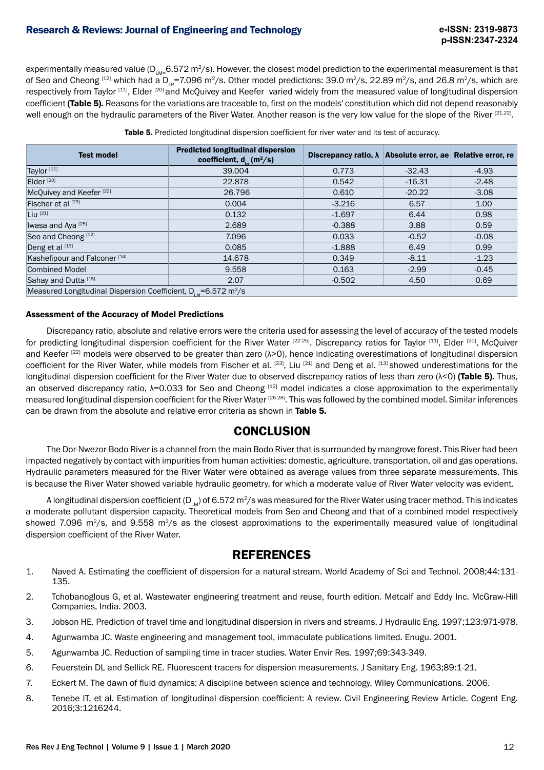experimentally measured value ($D_{LM}$=6.572 m$^2$/s). However, the closest model prediction to the experimental measurement is that of Seo and Cheong [12] which had a $D_{LP}$=7.096 m$^2$/s. Other model predictions: 39.0 m$^2$/s, 22.89 m$^2$/s, and 26.8 m$^2$/s, which are respectively from Taylor [11], Elder [20] and McQuivey and Keefer varied widely from the measured value of longitudinal dispersion coefficient **(Table 5).** Reasons for the variations are traceable to, first on the models' constitution which did not depend reasonably well enough on the hydraulic parameters of the River Water. Another reason is the very low value for the slope of the River [21,22].

**Table 5.** Predicted longitudinal dispersion coefficient for river water and its test of accuracy.

| Test model | Predicted longitudinal dispersion coefficient, $d_{lp}$ (m$^2$/s) | Discrepancy ratio, λ | Absolute error, ae | Relative error, re |
|---|---|---|---|---|
| Taylor [11] | 39.004 | 0.773 | -32.43 | -4.93 |
| Elder [20] | 22.878 | 0.542 | -16.31 | -2.48 |
| McQuivey and Keefer [22] | 26.796 | 0.610 | -20.22 | -3.08 |
| Fischer et al [23] | 0.004 | -3.216 | 6.57 | 1.00 |
| Liu [21] | 0.132 | -1.697 | 6.44 | 0.98 |
| Iwasa and Aya [25] | 2.689 | -0.388 | 3.88 | 0.59 |
| Seo and Cheong [12] | 7.096 | 0.033 | -0.52 | -0.08 |
| Deng et al [13] | 0.085 | -1.888 | 6.49 | 0.99 |
| Kashefipour and Falconer [14] | 14.678 | 0.349 | -8.11 | -1.23 |
| Combined Model | 9.558 | 0.163 | -2.99 | -0.45 |
| Sahay and Dutta [15] | 2.07 | -0.502 | 4.50 | 0.69 |
| Measured Longitudinal Dispersion Coefficient, $D_{LM}$=6.572 m$^2$/s | | | | |

### Assessment of the Accuracy of Model Predictions

Discrepancy ratio, absolute and relative errors were the criteria used for assessing the level of accuracy of the tested models for predicting longitudinal dispersion coefficient for the River Water [22-25]. Discrepancy ratios for Taylor [11], Elder [20], McQuiver and Keefer [22] models were observed to be greater than zero (λ>0), hence indicating overestimations of longitudinal dispersion coefficient for the River Water, while models from Fischer et al. [23], Liu [21] and Deng et al. [13] showed underestimations for the longitudinal dispersion coefficient for the River Water due to observed discrepancy ratios of less than zero (λ<0) **(Table 5).** Thus, an observed discrepancy ratio, λ=0.033 for Seo and Cheong [12] model indicates a close approximation to the experimentally measured longitudinal dispersion coefficient for the River Water [26-28]. This was followed by the combined model. Similar inferences can be drawn from the absolute and relative error criteria as shown in **Table 5.**

## CONCLUSION

The Dor-Nwezor-Bodo River is a channel from the main Bodo River that is surrounded by mangrove forest. This River had been impacted negatively by contact with impurities from human activities: domestic, agriculture, transportation, oil and gas operations. Hydraulic parameters measured for the River Water were obtained as average values from three separate measurements. This is because the River Water showed variable hydraulic geometry, for which a moderate value of River Water velocity was evident.

A longitudinal dispersion coefficient ($D_{LM}$) of 6.572 m$^2$/s was measured for the River Water using tracer method. This indicates a moderate pollutant dispersion capacity. Theoretical models from Seo and Cheong and that of a combined model respectively showed 7.096 m$^2$/s, and 9.558 m$^2$/s as the closest approximations to the experimentally measured value of longitudinal dispersion coefficient of the River Water.

## REFERENCES

1. Naved A. Estimating the coefficient of dispersion for a natural stream. World Academy of Sci and Technol. 2008;44:131-135.
2. Tchobanoglous G, et al. Wastewater engineering treatment and reuse, fourth edition. Metcalf and Eddy Inc. McGraw-Hill Companies, India. 2003.
3. Jobson HE. Prediction of travel time and longitudinal dispersion in rivers and streams. J Hydraulic Eng. 1997;123:971-978.
4. Agunwamba JC. Waste engineering and management tool, immaculate publications limited. Enugu. 2001.
5. Agunwamba JC. Reduction of sampling time in tracer studies. Water Envir Res. 1997;69:343-349.
6. Feuerstein DL and Sellick RE. Fluorescent tracers for dispersion measurements. J Sanitary Eng. 1963;89:1-21.
7. Eckert M. The dawn of fluid dynamics: A discipline between science and technology. Wiley Communications. 2006.
8. Tenebe IT, et al. Estimation of longitudinal dispersion coefficient: A review. Civil Engineering Review Article. Cogent Eng. 2016;3:1216244.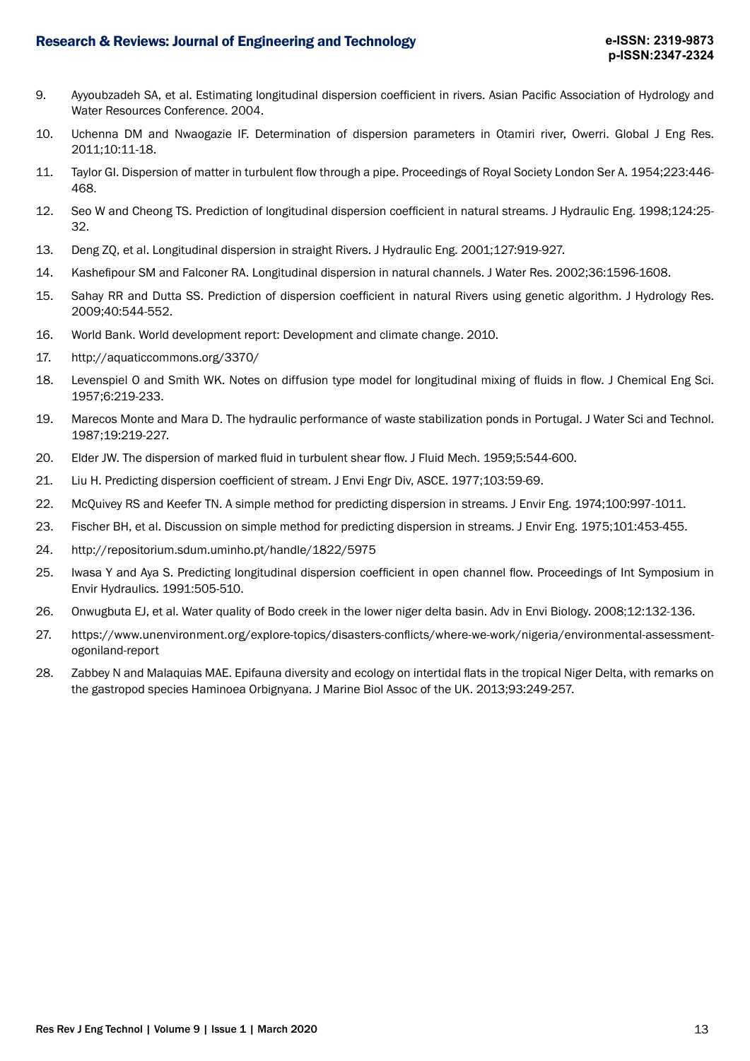9. Ayyoubzadeh SA, et al. Estimating longitudinal dispersion coefficient in rivers. Asian Pacific Association of Hydrology and Water Resources Conference. 2004.

10. Uchenna DM and Nwaogazie IF. Determination of dispersion parameters in Otamiri river, Owerri. Global J Eng Res. 2011;10:11-18.

11. Taylor GI. Dispersion of matter in turbulent flow through a pipe. Proceedings of Royal Society London Ser A. 1954;223:446-468.

12. Seo W and Cheong TS. Prediction of longitudinal dispersion coefficient in natural streams. J Hydraulic Eng. 1998;124:25-32.

13. Deng ZQ, et al. Longitudinal dispersion in straight Rivers. J Hydraulic Eng. 2001;127:919-927.

14. Kashefipour SM and Falconer RA. Longitudinal dispersion in natural channels. J Water Res. 2002;36:1596-1608.

15. Sahay RR and Dutta SS. Prediction of dispersion coefficient in natural Rivers using genetic algorithm. J Hydrology Res. 2009;40:544-552.

16. World Bank. World development report: Development and climate change. 2010.

17. http://aquaticcommons.org/3370/

18. Levenspiel O and Smith WK. Notes on diffusion type model for longitudinal mixing of fluids in flow. J Chemical Eng Sci. 1957;6:219-233.

19. Marecos Monte and Mara D. The hydraulic performance of waste stabilization ponds in Portugal. J Water Sci and Technol. 1987;19:219-227.

20. Elder JW. The dispersion of marked fluid in turbulent shear flow. J Fluid Mech. 1959;5:544-600.

21. Liu H. Predicting dispersion coefficient of stream. J Envi Engr Div, ASCE. 1977;103:59-69.

22. McQuivey RS and Keefer TN. A simple method for predicting dispersion in streams. J Envir Eng. 1974;100:997-1011.

23. Fischer BH, et al. Discussion on simple method for predicting dispersion in streams. J Envir Eng. 1975;101:453-455.

24. http://repositorium.sdum.uminho.pt/handle/1822/5975

25. Iwasa Y and Aya S. Predicting longitudinal dispersion coefficient in open channel flow. Proceedings of Int Symposium in Envir Hydraulics. 1991:505-510.

26. Onwugbuta EJ, et al. Water quality of Bodo creek in the lower niger delta basin. Adv in Envi Biology. 2008;12:132-136.

27. https://www.unenvironment.org/explore-topics/disasters-conflicts/where-we-work/nigeria/environmental-assessment-ogoniland-report

28. Zabbey N and Malaquias MAE. Epifauna diversity and ecology on intertidal flats in the tropical Niger Delta, with remarks on the gastropod species Haminoea Orbignyana. J Marine Biol Assoc of the UK. 2013;93:249-257.